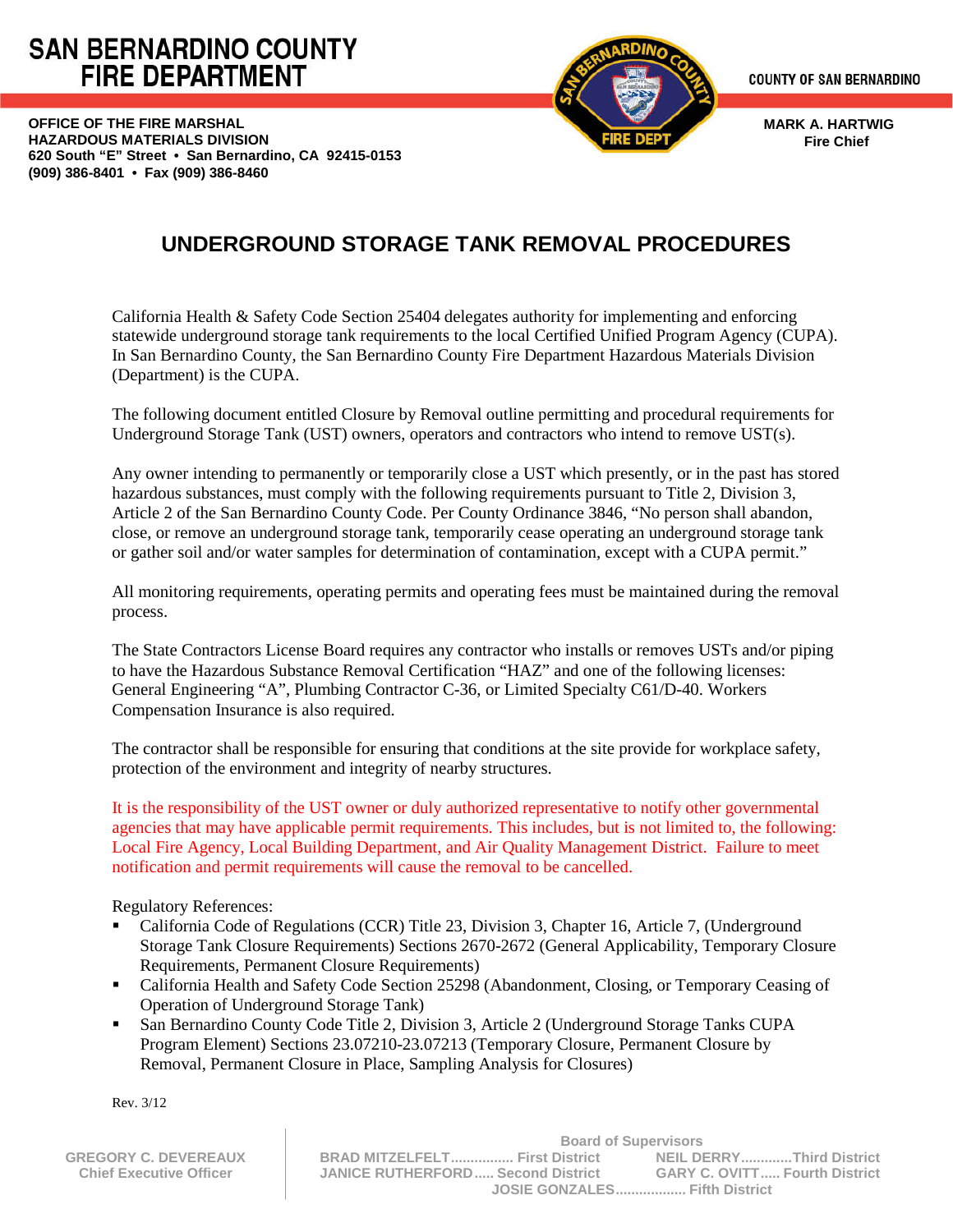**SAN BERNARDINO COUNTY FIRE DEPARTMENT**

**COUNTY OF SAN BERNARDINO**

**OFFICE OF THE FIRE MARSHAL**
**HAZARDOUS MATERIALS DIVISION**
**620 South "E" Street • San Bernardino, CA 92415-0153**
**(909) 386-8401 • Fax (909) 386-8460**

**MARK A. HARTWIG**
**Fire Chief**

# UNDERGROUND STORAGE TANK REMOVAL PROCEDURES

California Health & Safety Code Section 25404 delegates authority for implementing and enforcing statewide underground storage tank requirements to the local Certified Unified Program Agency (CUPA). In San Bernardino County, the San Bernardino County Fire Department Hazardous Materials Division (Department) is the CUPA.

The following document entitled Closure by Removal outline permitting and procedural requirements for Underground Storage Tank (UST) owners, operators and contractors who intend to remove UST(s).

Any owner intending to permanently or temporarily close a UST which presently, or in the past has stored hazardous substances, must comply with the following requirements pursuant to Title 2, Division 3, Article 2 of the San Bernardino County Code. Per County Ordinance 3846, "No person shall abandon, close, or remove an underground storage tank, temporarily cease operating an underground storage tank or gather soil and/or water samples for determination of contamination, except with a CUPA permit."

All monitoring requirements, operating permits and operating fees must be maintained during the removal process.

The State Contractors License Board requires any contractor who installs or removes USTs and/or piping to have the Hazardous Substance Removal Certification "HAZ" and one of the following licenses: General Engineering "A", Plumbing Contractor C-36, or Limited Specialty C61/D-40. Workers Compensation Insurance is also required.

The contractor shall be responsible for ensuring that conditions at the site provide for workplace safety, protection of the environment and integrity of nearby structures.

It is the responsibility of the UST owner or duly authorized representative to notify other governmental agencies that may have applicable permit requirements. This includes, but is not limited to, the following: Local Fire Agency, Local Building Department, and Air Quality Management District. Failure to meet notification and permit requirements will cause the removal to be cancelled.

Regulatory References:

- California Code of Regulations (CCR) Title 23, Division 3, Chapter 16, Article 7, (Underground Storage Tank Closure Requirements) Sections 2670-2672 (General Applicability, Temporary Closure Requirements, Permanent Closure Requirements)
- California Health and Safety Code Section 25298 (Abandonment, Closing, or Temporary Ceasing of Operation of Underground Storage Tank)
- San Bernardino County Code Title 2, Division 3, Article 2 (Underground Storage Tanks CUPA Program Element) Sections 23.07210-23.07213 (Temporary Closure, Permanent Closure by Removal, Permanent Closure in Place, Sampling Analysis for Closures)

Rev. 3/12

GREGORY C. DEVEREAUX
Chief Executive Officer

Board of Supervisors

BRAD MITZELFELT................ First District
JANICE RUTHERFORD..... Second District
NEIL DERRY.............Third District
GARY C. OVITT..... Fourth District
JOSIE GONZALES.................. Fifth District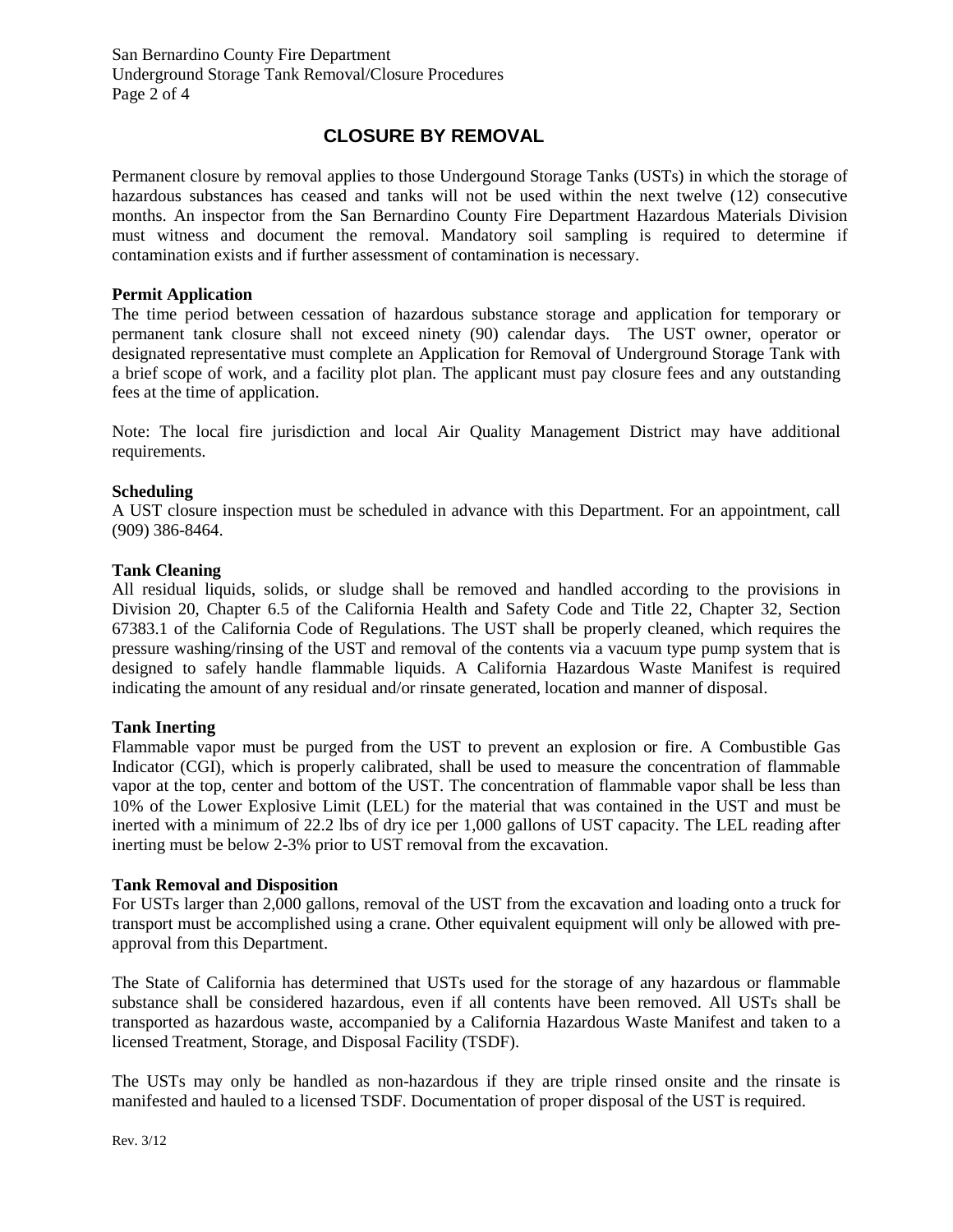## CLOSURE BY REMOVAL

Permanent closure by removal applies to those Undergound Storage Tanks (USTs) in which the storage of hazardous substances has ceased and tanks will not be used within the next twelve (12) consecutive months. An inspector from the San Bernardino County Fire Department Hazardous Materials Division must witness and document the removal. Mandatory soil sampling is required to determine if contamination exists and if further assessment of contamination is necessary.

**Permit Application**

The time period between cessation of hazardous substance storage and application for temporary or permanent tank closure shall not exceed ninety (90) calendar days. The UST owner, operator or designated representative must complete an Application for Removal of Underground Storage Tank with a brief scope of work, and a facility plot plan. The applicant must pay closure fees and any outstanding fees at the time of application.

Note: The local fire jurisdiction and local Air Quality Management District may have additional requirements.

**Scheduling**

A UST closure inspection must be scheduled in advance with this Department. For an appointment, call (909) 386-8464.

**Tank Cleaning**

All residual liquids, solids, or sludge shall be removed and handled according to the provisions in Division 20, Chapter 6.5 of the California Health and Safety Code and Title 22, Chapter 32, Section 67383.1 of the California Code of Regulations. The UST shall be properly cleaned, which requires the pressure washing/rinsing of the UST and removal of the contents via a vacuum type pump system that is designed to safely handle flammable liquids. A California Hazardous Waste Manifest is required indicating the amount of any residual and/or rinsate generated, location and manner of disposal.

**Tank Inerting**

Flammable vapor must be purged from the UST to prevent an explosion or fire. A Combustible Gas Indicator (CGI), which is properly calibrated, shall be used to measure the concentration of flammable vapor at the top, center and bottom of the UST. The concentration of flammable vapor shall be less than 10% of the Lower Explosive Limit (LEL) for the material that was contained in the UST and must be inerted with a minimum of 22.2 lbs of dry ice per 1,000 gallons of UST capacity. The LEL reading after inerting must be below 2-3% prior to UST removal from the excavation.

**Tank Removal and Disposition**

For USTs larger than 2,000 gallons, removal of the UST from the excavation and loading onto a truck for transport must be accomplished using a crane. Other equivalent equipment will only be allowed with pre-approval from this Department.

The State of California has determined that USTs used for the storage of any hazardous or flammable substance shall be considered hazardous, even if all contents have been removed. All USTs shall be transported as hazardous waste, accompanied by a California Hazardous Waste Manifest and taken to a licensed Treatment, Storage, and Disposal Facility (TSDF).

The USTs may only be handled as non-hazardous if they are triple rinsed onsite and the rinsate is manifested and hauled to a licensed TSDF. Documentation of proper disposal of the UST is required.

Rev. 3/12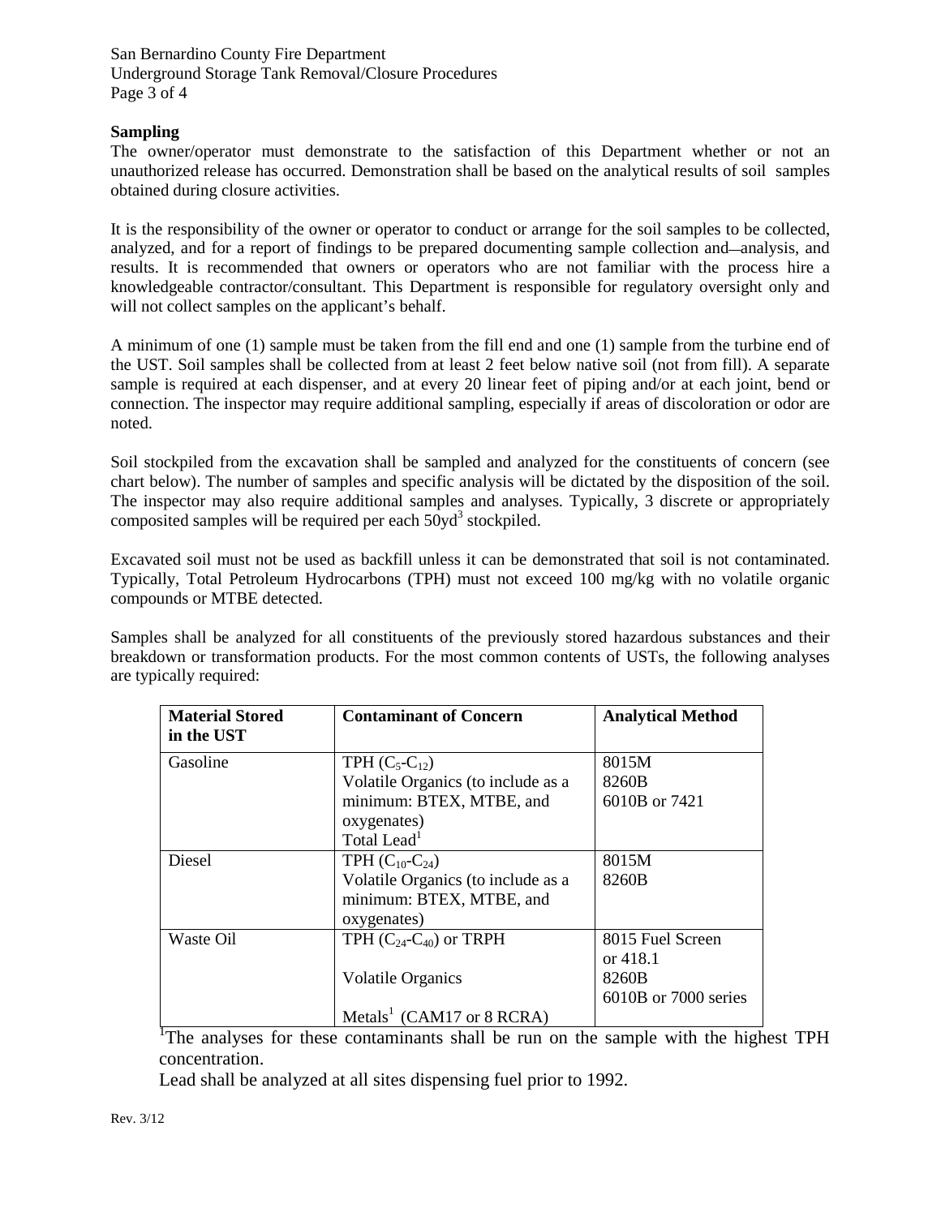**Sampling**

The owner/operator must demonstrate to the satisfaction of this Department whether or not an unauthorized release has occurred. Demonstration shall be based on the analytical results of soil samples obtained during closure activities.

It is the responsibility of the owner or operator to conduct or arrange for the soil samples to be collected, analyzed, and for a report of findings to be prepared documenting sample collection and analysis, and results. It is recommended that owners or operators who are not familiar with the process hire a knowledgeable contractor/consultant. This Department is responsible for regulatory oversight only and will not collect samples on the applicant's behalf.

A minimum of one (1) sample must be taken from the fill end and one (1) sample from the turbine end of the UST. Soil samples shall be collected from at least 2 feet below native soil (not from fill). A separate sample is required at each dispenser, and at every 20 linear feet of piping and/or at each joint, bend or connection. The inspector may require additional sampling, especially if areas of discoloration or odor are noted.

Soil stockpiled from the excavation shall be sampled and analyzed for the constituents of concern (see chart below). The number of samples and specific analysis will be dictated by the disposition of the soil. The inspector may also require additional samples and analyses. Typically, 3 discrete or appropriately composited samples will be required per each $50yd^3$ stockpiled.

Excavated soil must not be used as backfill unless it can be demonstrated that soil is not contaminated. Typically, Total Petroleum Hydrocarbons (TPH) must not exceed 100 mg/kg with no volatile organic compounds or MTBE detected.

Samples shall be analyzed for all constituents of the previously stored hazardous substances and their breakdown or transformation products. For the most common contents of USTs, the following analyses are typically required:

| Material Stored in the UST | Contaminant of Concern | Analytical Method |
|---|---|---|
| Gasoline | TPH ($C_5$-$C_{12}$)<br>Volatile Organics (to include as a minimum: BTEX, MTBE, and oxygenates)<br>Total Lead[1] | 8015M<br>8260B<br>6010B or 7421 |
| Diesel | TPH ($C_{10}$-$C_{24}$)<br>Volatile Organics (to include as a minimum: BTEX, MTBE, and oxygenates) | 8015M<br>8260B |
| Waste Oil | TPH ($C_{24}$-$C_{40}$) or TRPH<br>Volatile Organics<br>Metals[1] (CAM17 or 8 RCRA) | 8015 Fuel Screen or 418.1<br>8260B<br>6010B or 7000 series |

[1]The analyses for these contaminants shall be run on the sample with the highest TPH concentration.

Lead shall be analyzed at all sites dispensing fuel prior to 1992.

Rev. 3/12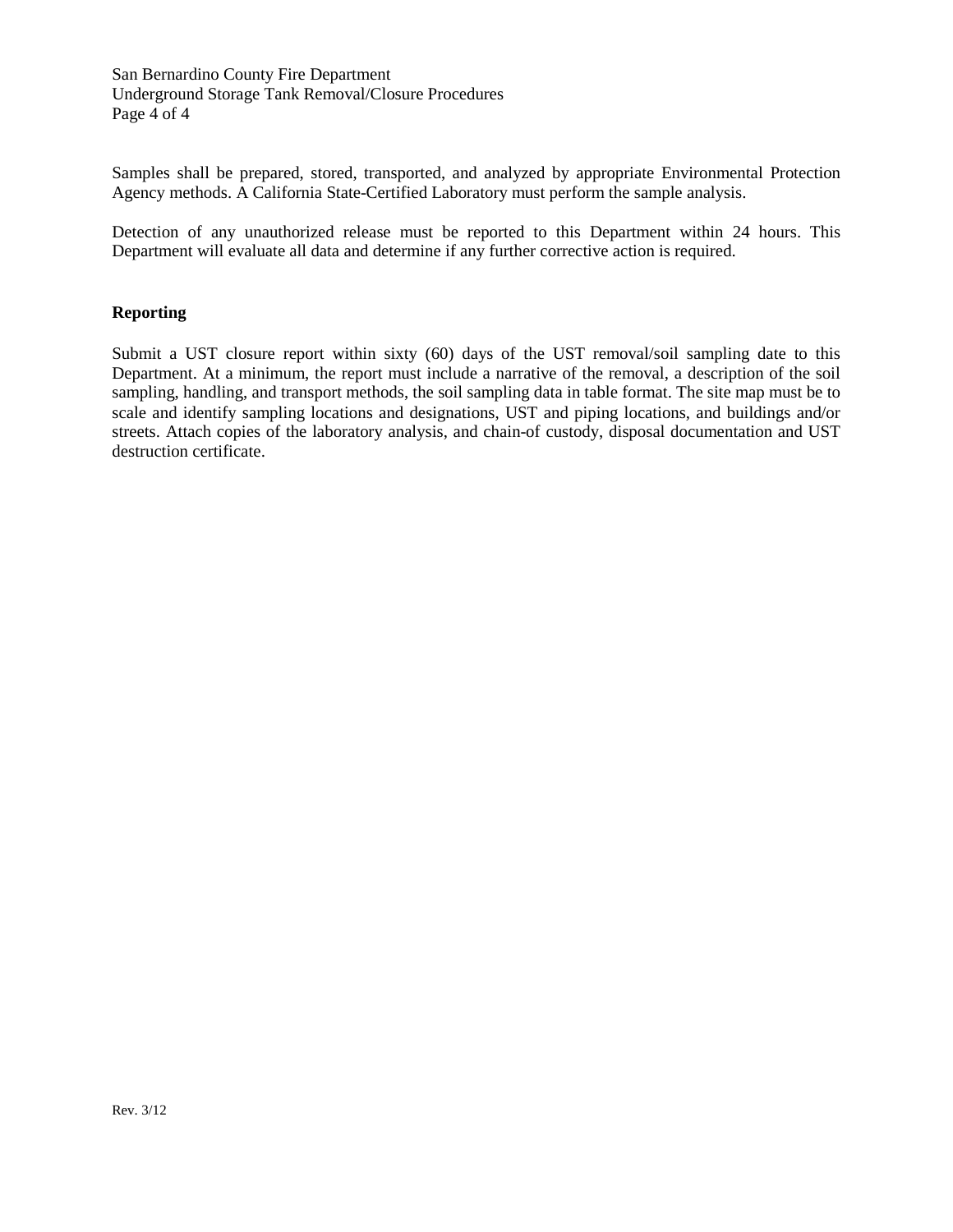Samples shall be prepared, stored, transported, and analyzed by appropriate Environmental Protection Agency methods. A California State-Certified Laboratory must perform the sample analysis.

Detection of any unauthorized release must be reported to this Department within 24 hours. This Department will evaluate all data and determine if any further corrective action is required.

**Reporting**

Submit a UST closure report within sixty (60) days of the UST removal/soil sampling date to this Department. At a minimum, the report must include a narrative of the removal, a description of the soil sampling, handling, and transport methods, the soil sampling data in table format. The site map must be to scale and identify sampling locations and designations, UST and piping locations, and buildings and/or streets. Attach copies of the laboratory analysis, and chain-of custody, disposal documentation and UST destruction certificate.